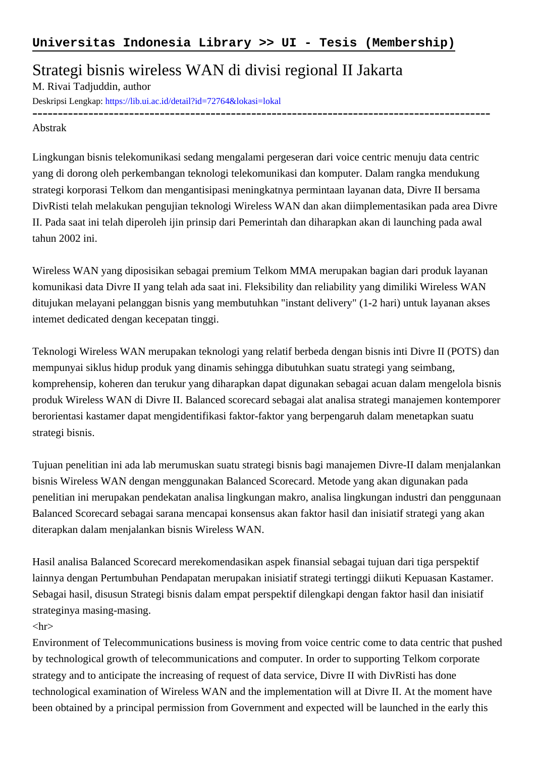**Universitas Indonesia Library >> UI - Tesis (Membership)**

# Strategi bisnis wireless WAN di divisi regional II Jakarta

M. Rivai Tadjuddin, author

Deskripsi Lengkap: https://lib.ui.ac.id/detail?id=72764&lokasi=lokal

------------------------------------------------------------------------------------------

Abstrak

Lingkungan bisnis telekomunikasi sedang mengalami pergeseran dari voice centric menuju data centric yang di dorong oleh perkembangan teknologi telekomunikasi dan komputer. Dalam rangka mendukung strategi korporasi Telkom dan mengantisipasi meningkatnya permintaan layanan data, Divre II bersama DivRisti telah melakukan pengujian teknologi Wireless WAN dan akan diimplementasikan pada area Divre II. Pada saat ini telah diperoleh ijin prinsip dari Pemerintah dan diharapkan akan di launching pada awal tahun 2002 ini.

Wireless WAN yang diposisikan sebagai premium Telkom MMA merupakan bagian dari produk layanan komunikasi data Divre II yang telah ada saat ini. Fleksibility dan reliability yang dimiliki Wireless WAN ditujukan melayani pelanggan bisnis yang membutuhkan "instant delivery" (1-2 hari) untuk layanan akses intemet dedicated dengan kecepatan tinggi.

Teknologi Wireless WAN merupakan teknologi yang relatif berbeda dengan bisnis inti Divre II (POTS) dan mempunyai siklus hidup produk yang dinamis sehingga dibutuhkan suatu strategi yang seimbang, komprehensip, koheren dan terukur yang diharapkan dapat digunakan sebagai acuan dalam mengelola bisnis produk Wireless WAN di Divre II. Balanced scorecard sebagai alat analisa strategi manajemen kontemporer berorientasi kastamer dapat mengidentifikasi faktor-faktor yang berpengaruh dalam menetapkan suatu strategi bisnis.

Tujuan penelitian ini ada lab merumuskan suatu strategi bisnis bagi manajemen Divre-II dalam menjalankan bisnis Wireless WAN dengan menggunakan Balanced Scorecard. Metode yang akan digunakan pada penelitian ini merupakan pendekatan analisa lingkungan makro, analisa lingkungan industri dan penggunaan Balanced Scorecard sebagai sarana mencapai konsensus akan faktor hasil dan inisiatif strategi yang akan diterapkan dalam menjalankan bisnis Wireless WAN.

Hasil analisa Balanced Scorecard merekomendasikan aspek finansial sebagai tujuan dari tiga perspektif lainnya dengan Pertumbuhan Pendapatan merupakan inisiatif strategi tertinggi diikuti Kepuasan Kastamer. Sebagai hasil, disusun Strategi bisnis dalam empat perspektif dilengkapi dengan faktor hasil dan inisiatif strateginya masing-masing.

<hr>

Environment of Telecommunications business is moving from voice centric come to data centric that pushed by technological growth of telecommunications and computer. In order to supporting Telkom corporate strategy and to anticipate the increasing of request of data service, Divre II with DivRisti has done technological examination of Wireless WAN and the implementation will at Divre II. At the moment have been obtained by a principal permission from Government and expected will be launched in the early this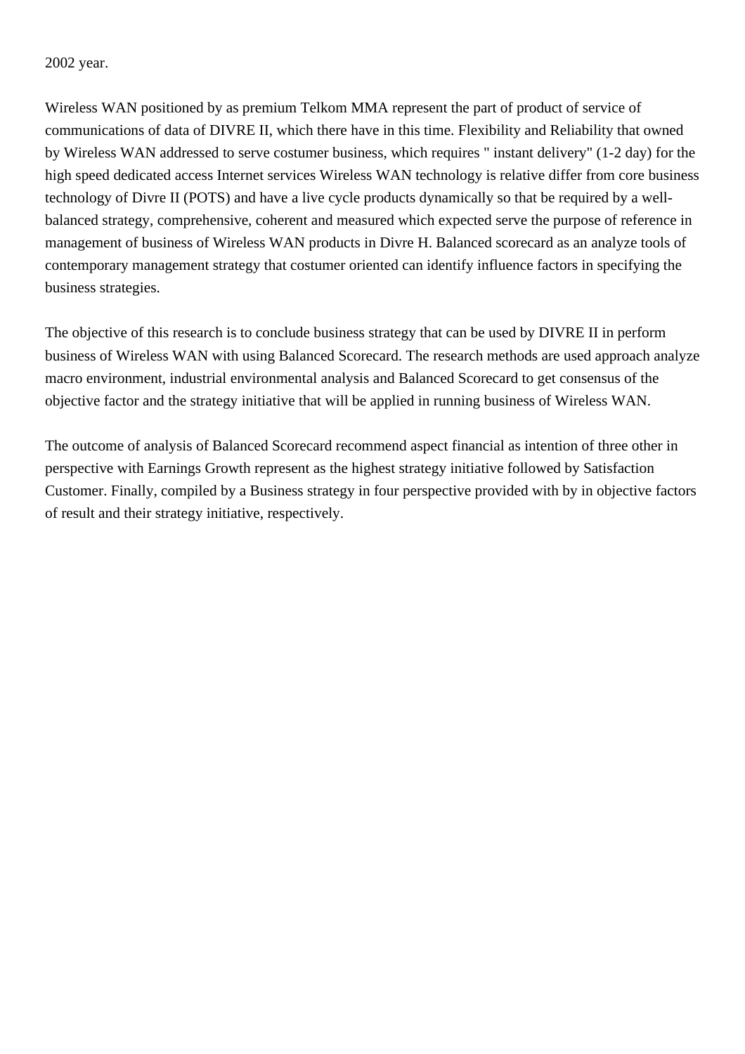2002 year.

Wireless WAN positioned by as premium Telkom MMA represent the part of product of service of communications of data of DIVRE II, which there have in this time. Flexibility and Reliability that owned by Wireless WAN addressed to serve costumer business, which requires " instant delivery" (1-2 day) for the high speed dedicated access Internet services Wireless WAN technology is relative differ from core business technology of Divre II (POTS) and have a live cycle products dynamically so that be required by a well-balanced strategy, comprehensive, coherent and measured which expected serve the purpose of reference in management of business of Wireless WAN products in Divre H. Balanced scorecard as an analyze tools of contemporary management strategy that costumer oriented can identify influence factors in specifying the business strategies.

The objective of this research is to conclude business strategy that can be used by DIVRE II in perform business of Wireless WAN with using Balanced Scorecard. The research methods are used approach analyze macro environment, industrial environmental analysis and Balanced Scorecard to get consensus of the objective factor and the strategy initiative that will be applied in running business of Wireless WAN.

The outcome of analysis of Balanced Scorecard recommend aspect financial as intention of three other in perspective with Earnings Growth represent as the highest strategy initiative followed by Satisfaction Customer. Finally, compiled by a Business strategy in four perspective provided with by in objective factors of result and their strategy initiative, respectively.